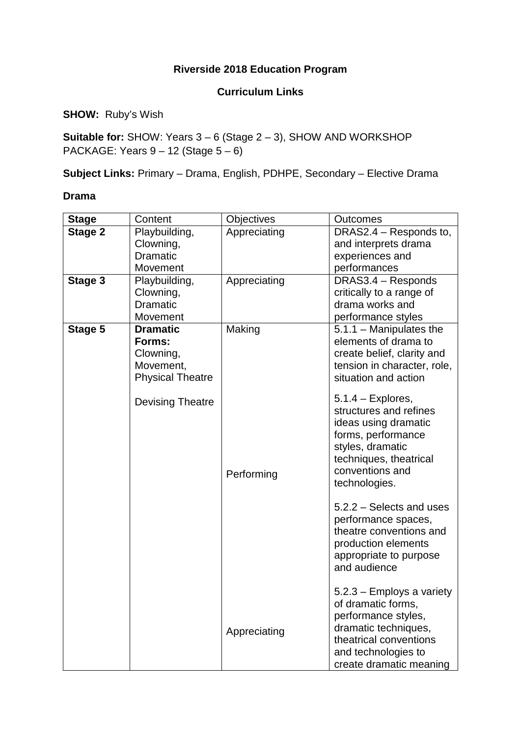**Riverside 2018 Education Program**

**Curriculum Links**

**SHOW:** Ruby's Wish

**Suitable for:** SHOW: Years 3 – 6 (Stage 2 – 3), SHOW AND WORKSHOP PACKAGE: Years 9 – 12 (Stage 5 – 6)

**Subject Links:** Primary – Drama, English, PDHPE, Secondary – Elective Drama

**Drama**

| **Stage** | Content | Objectives | Outcomes |
|---|---|---|---|
| **Stage 2** | Playbuilding, Clowning, Dramatic Movement | Appreciating | DRAS2.4 – Responds to, and interprets drama experiences and performances |
| **Stage 3** | Playbuilding, Clowning, Dramatic Movement | Appreciating | DRAS3.4 – Responds critically to a range of drama works and performance styles |
| **Stage 5** | **Dramatic Forms:** Clowning, Movement, Physical Theatre<br><br>Devising Theatre | Making<br><br>Performing<br><br>Appreciating | 5.1.1 – Manipulates the elements of drama to create belief, clarity and tension in character, role, situation and action<br><br>5.1.4 – Explores, structures and refines ideas using dramatic forms, performance styles, dramatic techniques, theatrical conventions and technologies.<br><br>5.2.2 – Selects and uses performance spaces, theatre conventions and production elements appropriate to purpose and audience<br><br>5.2.3 – Employs a variety of dramatic forms, performance styles, dramatic techniques, theatrical conventions and technologies to create dramatic meaning |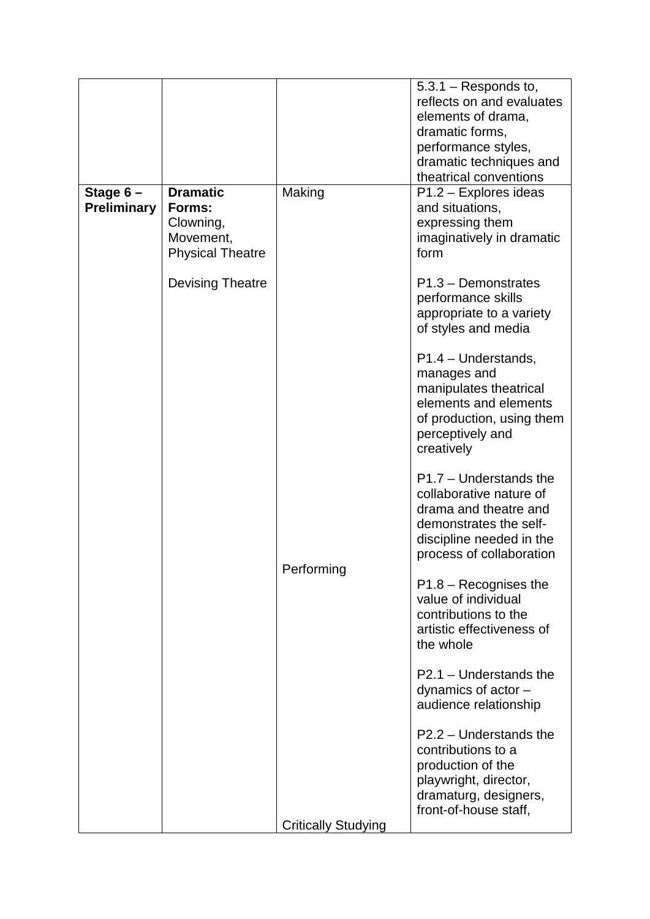| | | | |
|---|---|---|---|
| | | | 5.3.1 – Responds to, reflects on and evaluates elements of drama, dramatic forms, performance styles, dramatic techniques and theatrical conventions |
| **Stage 6 – Preliminary** | **Dramatic Forms:** Clowning, Movement, Physical Theatre<br><br>Devising Theatre | Making<br><br>Performing<br><br>Critically Studying | P1.2 – Explores ideas and situations, expressing them imaginatively in dramatic form<br><br>P1.3 – Demonstrates performance skills appropriate to a variety of styles and media<br><br>P1.4 – Understands, manages and manipulates theatrical elements and elements of production, using them perceptively and creatively<br><br>P1.7 – Understands the collaborative nature of drama and theatre and demonstrates the self-discipline needed in the process of collaboration<br><br>P1.8 – Recognises the value of individual contributions to the artistic effectiveness of the whole<br><br>P2.1 – Understands the dynamics of actor – audience relationship<br><br>P2.2 – Understands the contributions to a production of the playwright, director, dramaturg, designers, front-of-house staff, |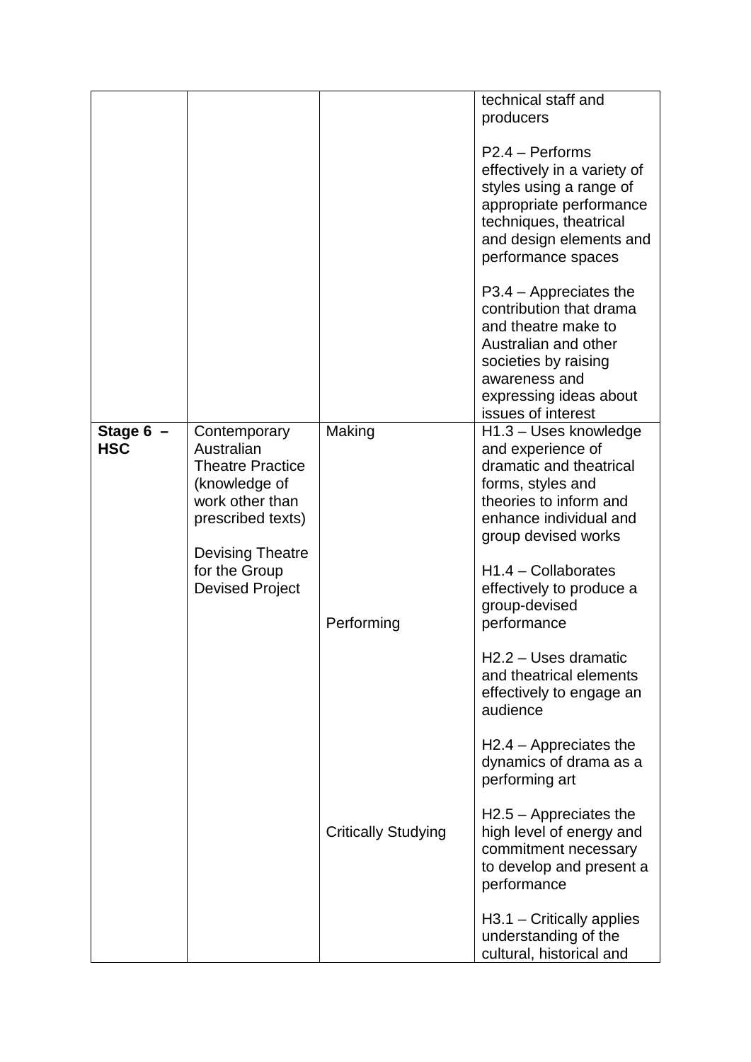| | | | |
|---|---|---|---|
| | | | technical staff and producers<br><br>P2.4 – Performs effectively in a variety of styles using a range of appropriate performance techniques, theatrical and design elements and performance spaces<br><br>P3.4 – Appreciates the contribution that drama and theatre make to Australian and other societies by raising awareness and expressing ideas about issues of interest |
| **Stage 6 – HSC** | Contemporary Australian Theatre Practice (knowledge of work other than prescribed texts)<br><br>Devising Theatre for the Group Devised Project | Making<br><br>Performing<br><br>Critically Studying | H1.3 – Uses knowledge and experience of dramatic and theatrical forms, styles and theories to inform and enhance individual and group devised works<br><br>H1.4 – Collaborates effectively to produce a group-devised performance<br><br>H2.2 – Uses dramatic and theatrical elements effectively to engage an audience<br><br>H2.4 – Appreciates the dynamics of drama as a performing art<br><br>H2.5 – Appreciates the high level of energy and commitment necessary to develop and present a performance<br><br>H3.1 – Critically applies understanding of the cultural, historical and |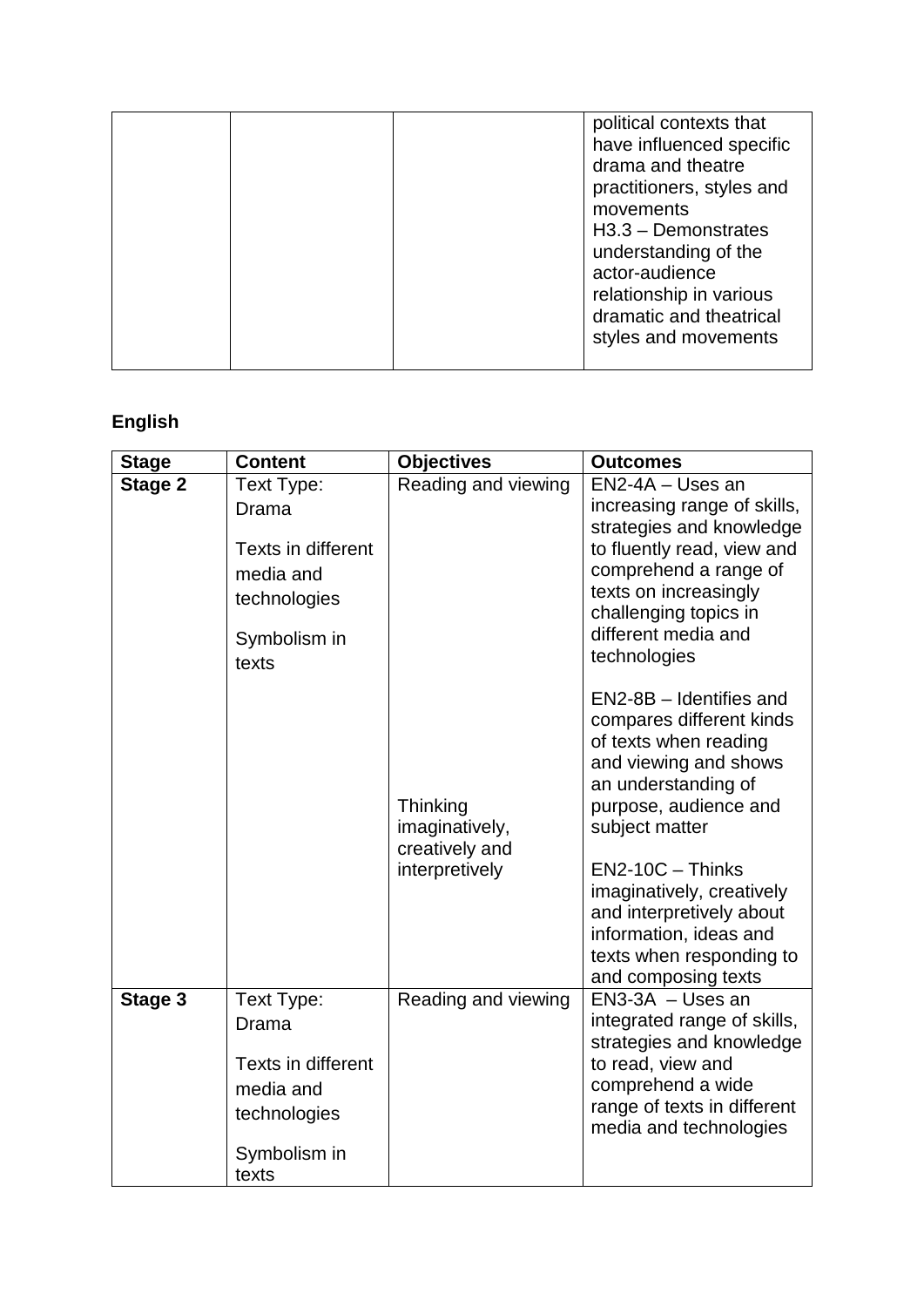| | | | political contexts that have influenced specific drama and theatre practitioners, styles and movements<br>H3.3 – Demonstrates understanding of the actor-audience relationship in various dramatic and theatrical styles and movements |
|---|---|---|---|

**English**

| Stage | Content | Objectives | Outcomes |
|---|---|---|---|
| **Stage 2** | Text Type: Drama<br><br>Texts in different media and technologies<br><br>Symbolism in texts | Reading and viewing<br><br><br><br><br><br><br><br>Thinking imaginatively, creatively and interpretively | EN2-4A – Uses an increasing range of skills, strategies and knowledge to fluently read, view and comprehend a range of texts on increasingly challenging topics in different media and technologies<br><br>EN2-8B – Identifies and compares different kinds of texts when reading and viewing and shows an understanding of purpose, audience and subject matter<br><br>EN2-10C – Thinks imaginatively, creatively and interpretively about information, ideas and texts when responding to and composing texts |
| **Stage 3** | Text Type: Drama<br><br>Texts in different media and technologies<br><br>Symbolism in texts | Reading and viewing | EN3-3A – Uses an integrated range of skills, strategies and knowledge to read, view and comprehend a wide range of texts in different media and technologies |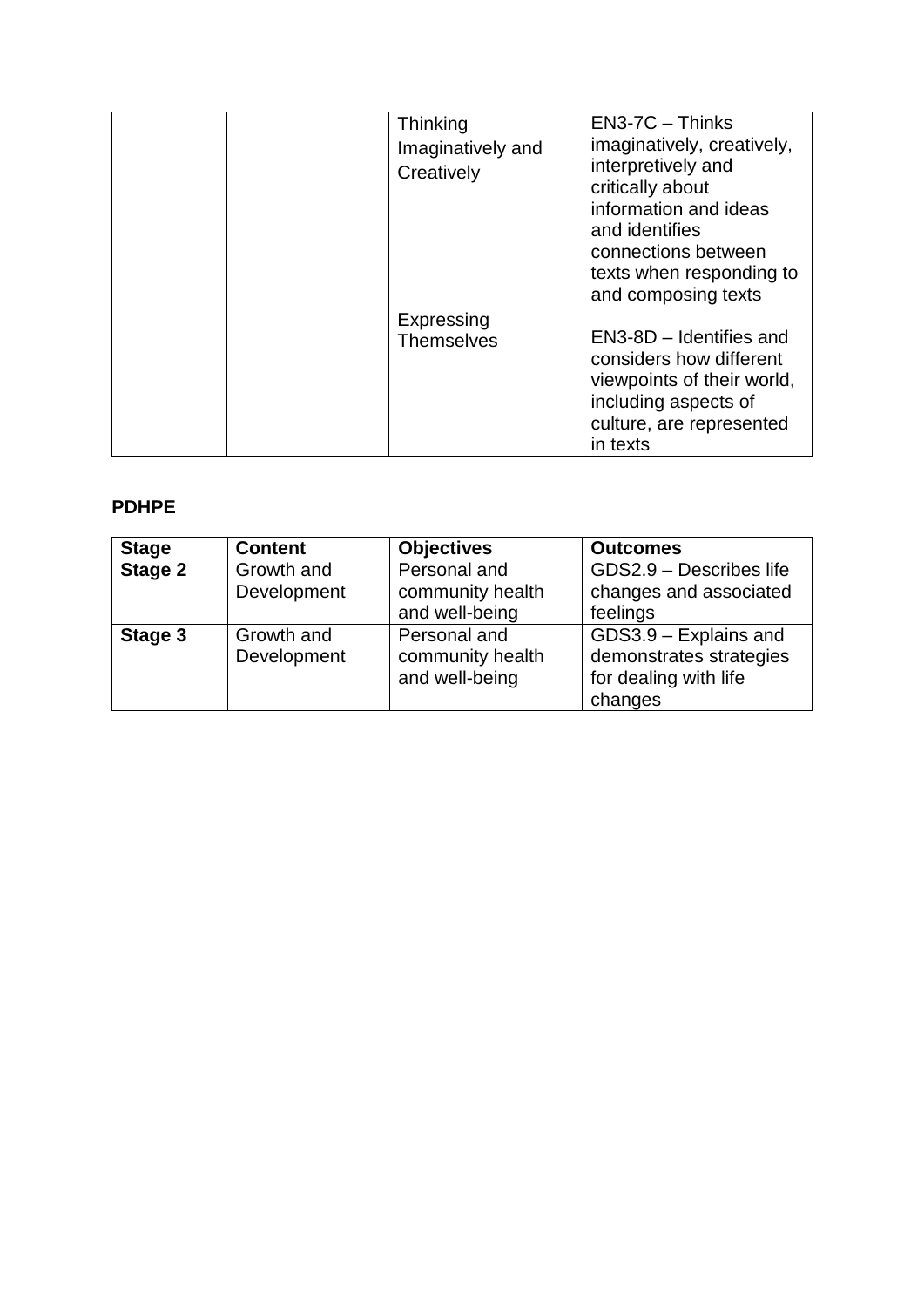| | | | |
|---|---|---|---|
| | | Thinking Imaginatively and Creatively<br><br>Expressing Themselves | EN3-7C – Thinks imaginatively, creatively, interpretively and critically about information and ideas and identifies connections between texts when responding to and composing texts<br><br>EN3-8D – Identifies and considers how different viewpoints of their world, including aspects of culture, are represented in texts |

**PDHPE**

| Stage | Content | Objectives | Outcomes |
|---|---|---|---|
| **Stage 2** | Growth and Development | Personal and community health and well-being | GDS2.9 – Describes life changes and associated feelings |
| **Stage 3** | Growth and Development | Personal and community health and well-being | GDS3.9 – Explains and demonstrates strategies for dealing with life changes |